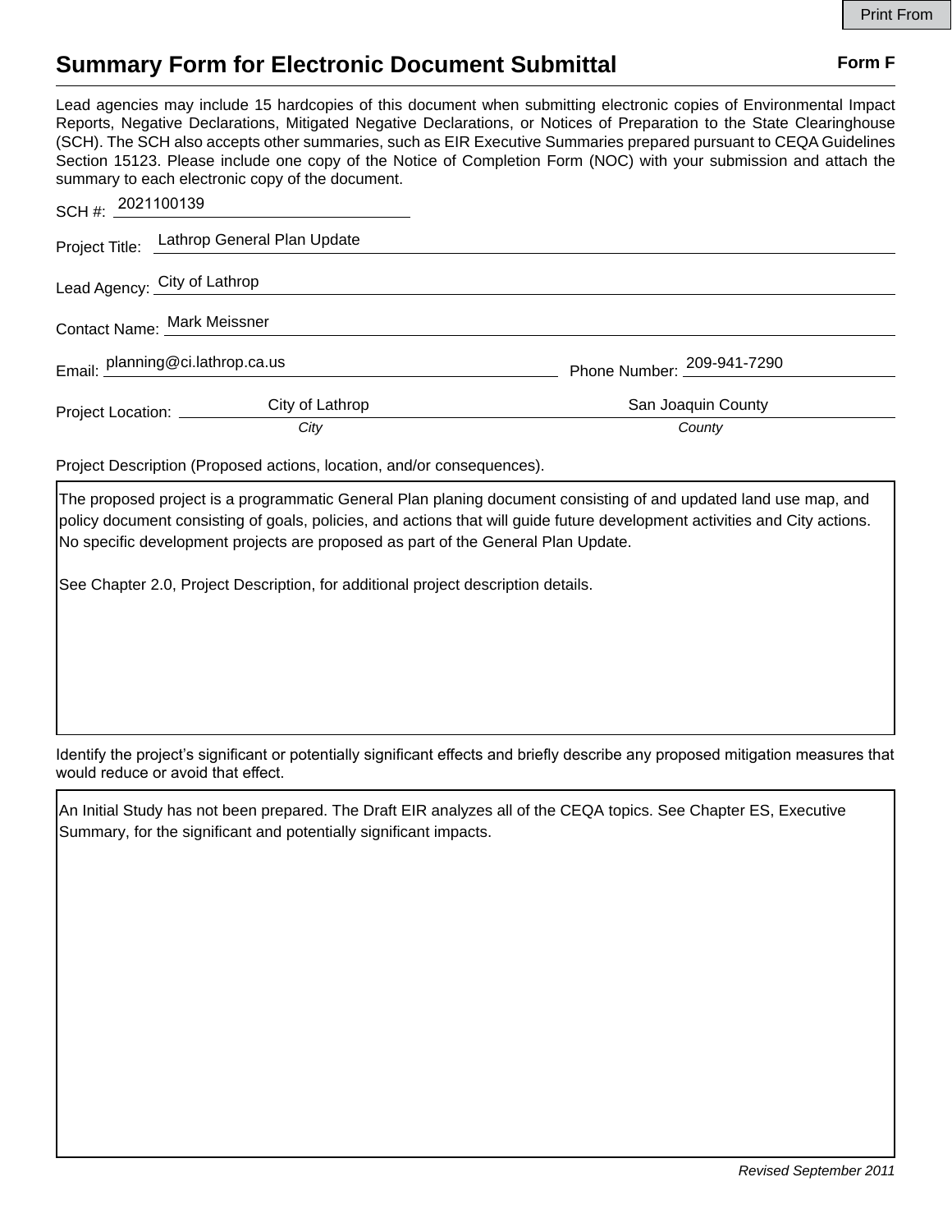Print From

# Summary Form for Electronic Document Submittal

**Form F**

Lead agencies may include 15 hardcopies of this document when submitting electronic copies of Environmental Impact Reports, Negative Declarations, Mitigated Negative Declarations, or Notices of Preparation to the State Clearinghouse (SCH). The SCH also accepts other summaries, such as EIR Executive Summaries prepared pursuant to CEQA Guidelines Section 15123. Please include one copy of the Notice of Completion Form (NOC) with your submission and attach the summary to each electronic copy of the document.

SCH #: 2021100139

Project Title: Lathrop General Plan Update

Lead Agency: City of Lathrop

Contact Name: Mark Meissner

Email: planning@ci.lathrop.ca.us

Phone Number: 209-941-7290

Project Location: City of Lathrop (*City*), San Joaquin County (*County*)

Project Description (Proposed actions, location, and/or consequences).

The proposed project is a programmatic General Plan planing document consisting of and updated land use map, and policy document consisting of goals, policies, and actions that will guide future development activities and City actions. No specific development projects are proposed as part of the General Plan Update.

See Chapter 2.0, Project Description, for additional project description details.

Identify the project's significant or potentially significant effects and briefly describe any proposed mitigation measures that would reduce or avoid that effect.

An Initial Study has not been prepared. The Draft EIR analyzes all of the CEQA topics. See Chapter ES, Executive Summary, for the significant and potentially significant impacts.

*Revised September 2011*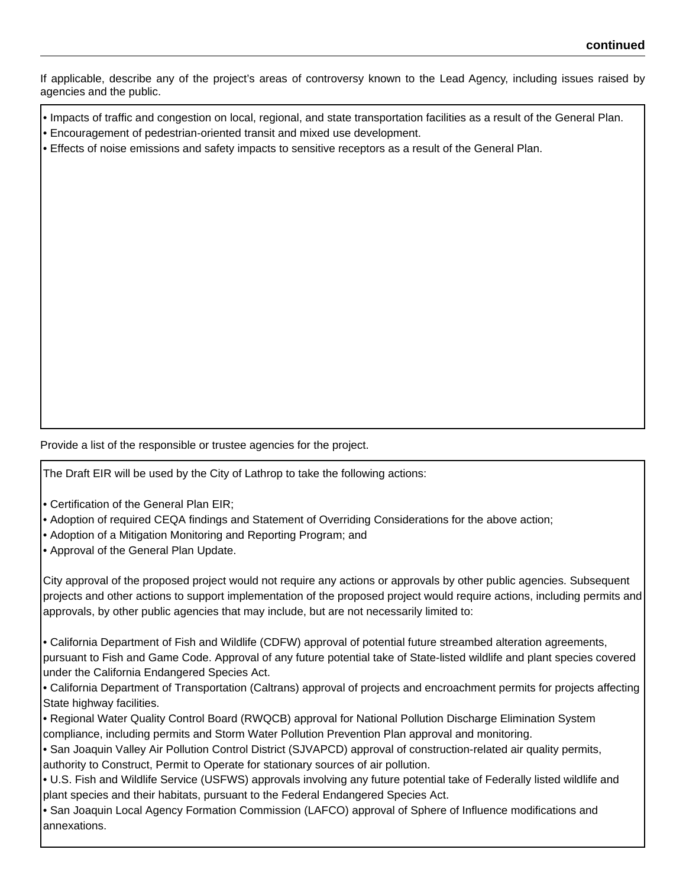**continued**

If applicable, describe any of the project's areas of controversy known to the Lead Agency, including issues raised by agencies and the public.

- Impacts of traffic and congestion on local, regional, and state transportation facilities as a result of the General Plan.
- Encouragement of pedestrian-oriented transit and mixed use development.
- Effects of noise emissions and safety impacts to sensitive receptors as a result of the General Plan.

Provide a list of the responsible or trustee agencies for the project.

The Draft EIR will be used by the City of Lathrop to take the following actions:

- Certification of the General Plan EIR;
- Adoption of required CEQA findings and Statement of Overriding Considerations for the above action;
- Adoption of a Mitigation Monitoring and Reporting Program; and
- Approval of the General Plan Update.

City approval of the proposed project would not require any actions or approvals by other public agencies. Subsequent projects and other actions to support implementation of the proposed project would require actions, including permits and approvals, by other public agencies that may include, but are not necessarily limited to:

- California Department of Fish and Wildlife (CDFW) approval of potential future streambed alteration agreements, pursuant to Fish and Game Code. Approval of any future potential take of State-listed wildlife and plant species covered under the California Endangered Species Act.
- California Department of Transportation (Caltrans) approval of projects and encroachment permits for projects affecting State highway facilities.
- Regional Water Quality Control Board (RWQCB) approval for National Pollution Discharge Elimination System compliance, including permits and Storm Water Pollution Prevention Plan approval and monitoring.
- San Joaquin Valley Air Pollution Control District (SJVAPCD) approval of construction-related air quality permits, authority to Construct, Permit to Operate for stationary sources of air pollution.
- U.S. Fish and Wildlife Service (USFWS) approvals involving any future potential take of Federally listed wildlife and plant species and their habitats, pursuant to the Federal Endangered Species Act.
- San Joaquin Local Agency Formation Commission (LAFCO) approval of Sphere of Influence modifications and annexations.